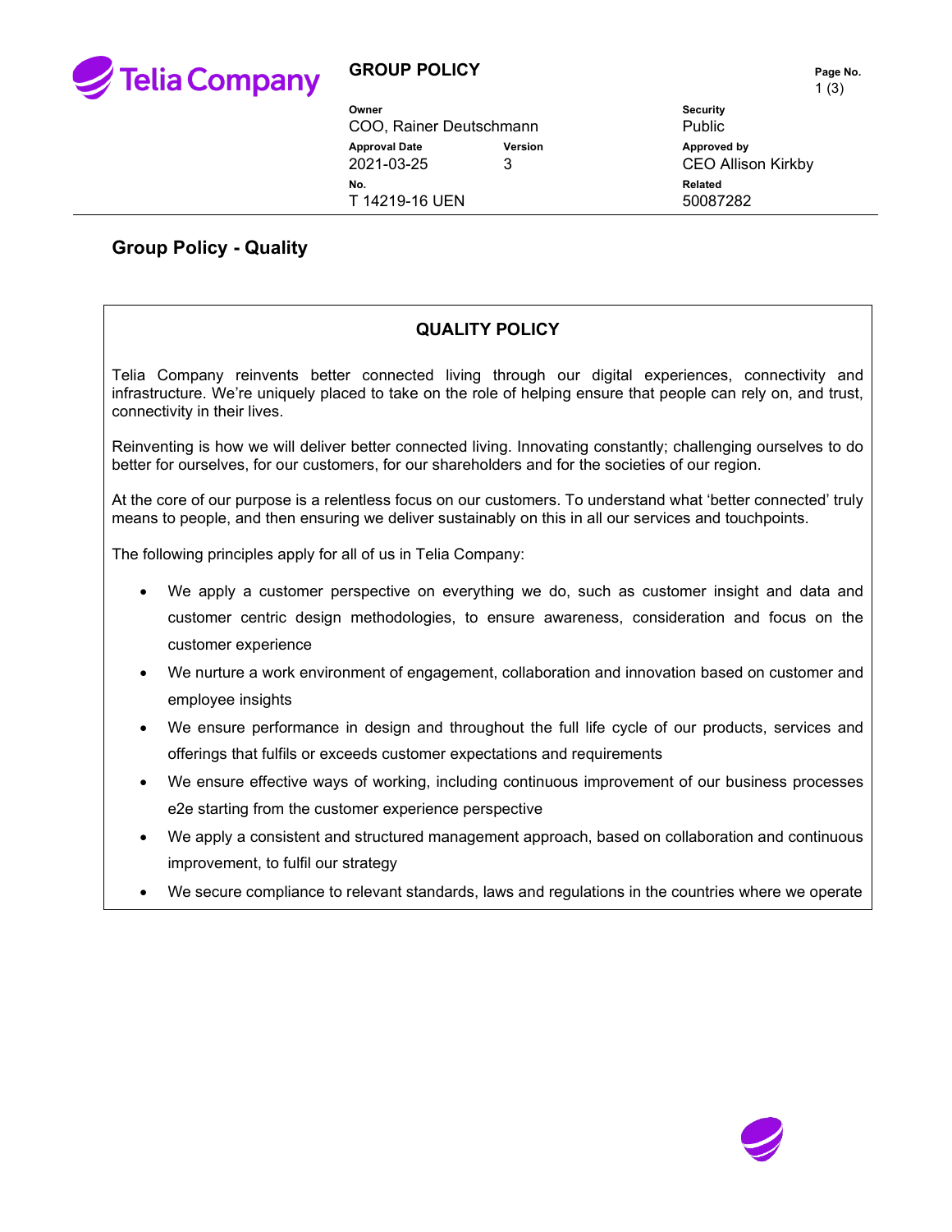# GROUP POLICY

| Owner | | Security |
|---|---|---|
| COO, Rainer Deutschmann | | Public |
| **Approval Date** | **Version** | **Approved by** |
| 2021-03-25 | 3 | CEO Allison Kirkby |
| **No.** | | **Related** |
| T 14219-16 UEN | | 50087282 |

## Group Policy - Quality

### QUALITY POLICY

Telia Company reinvents better connected living through our digital experiences, connectivity and infrastructure. We're uniquely placed to take on the role of helping ensure that people can rely on, and trust, connectivity in their lives.

Reinventing is how we will deliver better connected living. Innovating constantly; challenging ourselves to do better for ourselves, for our customers, for our shareholders and for the societies of our region.

At the core of our purpose is a relentless focus on our customers. To understand what 'better connected' truly means to people, and then ensuring we deliver sustainably on this in all our services and touchpoints.

The following principles apply for all of us in Telia Company:

- We apply a customer perspective on everything we do, such as customer insight and data and customer centric design methodologies, to ensure awareness, consideration and focus on the customer experience
- We nurture a work environment of engagement, collaboration and innovation based on customer and employee insights
- We ensure performance in design and throughout the full life cycle of our products, services and offerings that fulfils or exceeds customer expectations and requirements
- We ensure effective ways of working, including continuous improvement of our business processes e2e starting from the customer experience perspective
- We apply a consistent and structured management approach, based on collaboration and continuous improvement, to fulfil our strategy
- We secure compliance to relevant standards, laws and regulations in the countries where we operate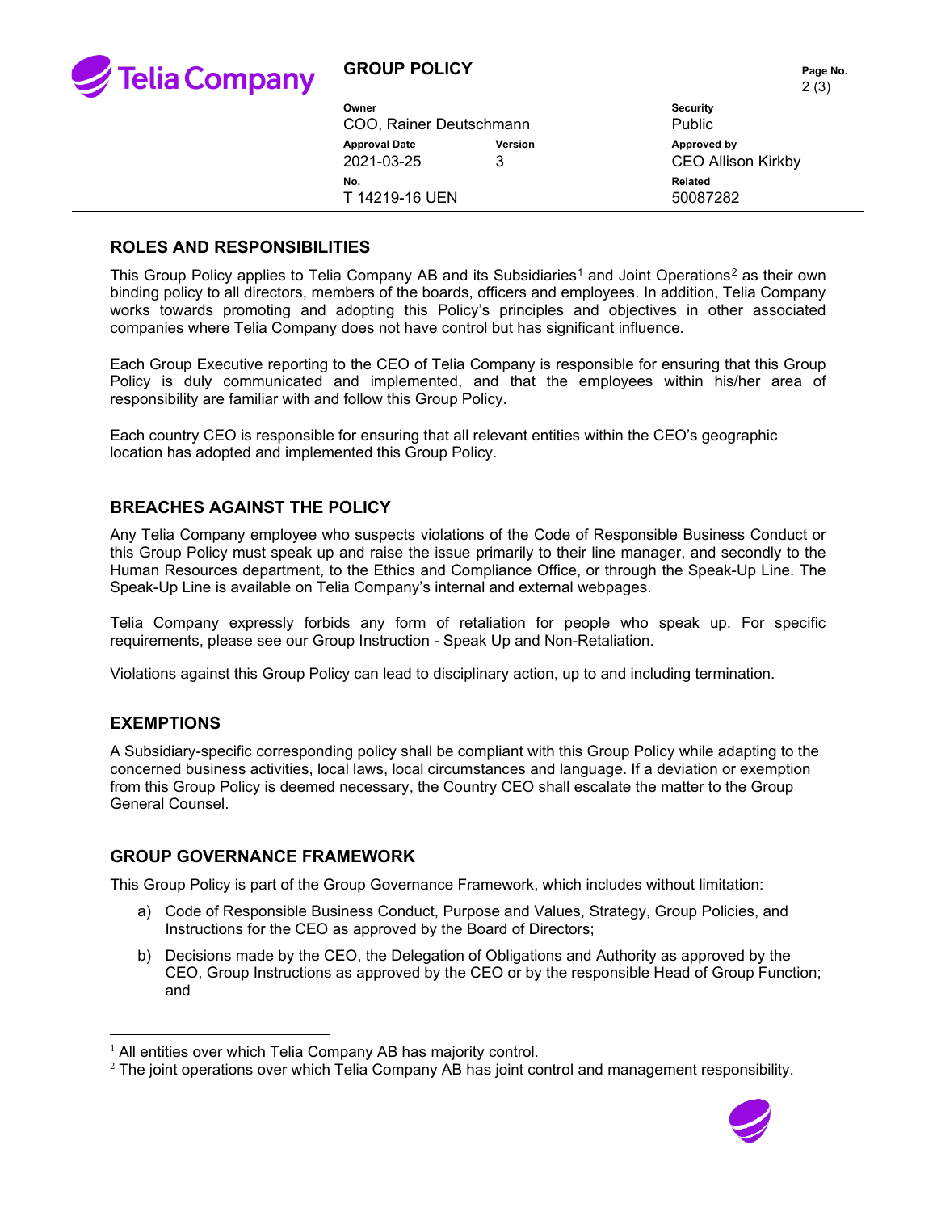## ROLES AND RESPONSIBILITIES

This Group Policy applies to Telia Company AB and its Subsidiaries[1] and Joint Operations[2] as their own binding policy to all directors, members of the boards, officers and employees. In addition, Telia Company works towards promoting and adopting this Policy's principles and objectives in other associated companies where Telia Company does not have control but has significant influence.

Each Group Executive reporting to the CEO of Telia Company is responsible for ensuring that this Group Policy is duly communicated and implemented, and that the employees within his/her area of responsibility are familiar with and follow this Group Policy.

Each country CEO is responsible for ensuring that all relevant entities within the CEO's geographic location has adopted and implemented this Group Policy.

## BREACHES AGAINST THE POLICY

Any Telia Company employee who suspects violations of the Code of Responsible Business Conduct or this Group Policy must speak up and raise the issue primarily to their line manager, and secondly to the Human Resources department, to the Ethics and Compliance Office, or through the Speak-Up Line. The Speak-Up Line is available on Telia Company's internal and external webpages.

Telia Company expressly forbids any form of retaliation for people who speak up. For specific requirements, please see our Group Instruction - Speak Up and Non-Retaliation.

Violations against this Group Policy can lead to disciplinary action, up to and including termination.

## EXEMPTIONS

A Subsidiary-specific corresponding policy shall be compliant with this Group Policy while adapting to the concerned business activities, local laws, local circumstances and language. If a deviation or exemption from this Group Policy is deemed necessary, the Country CEO shall escalate the matter to the Group General Counsel.

## GROUP GOVERNANCE FRAMEWORK

This Group Policy is part of the Group Governance Framework, which includes without limitation:

a) Code of Responsible Business Conduct, Purpose and Values, Strategy, Group Policies, and Instructions for the CEO as approved by the Board of Directors;

b) Decisions made by the CEO, the Delegation of Obligations and Authority as approved by the CEO, Group Instructions as approved by the CEO or by the responsible Head of Group Function; and

---

[1] All entities over which Telia Company AB has majority control.

[2] The joint operations over which Telia Company AB has joint control and management responsibility.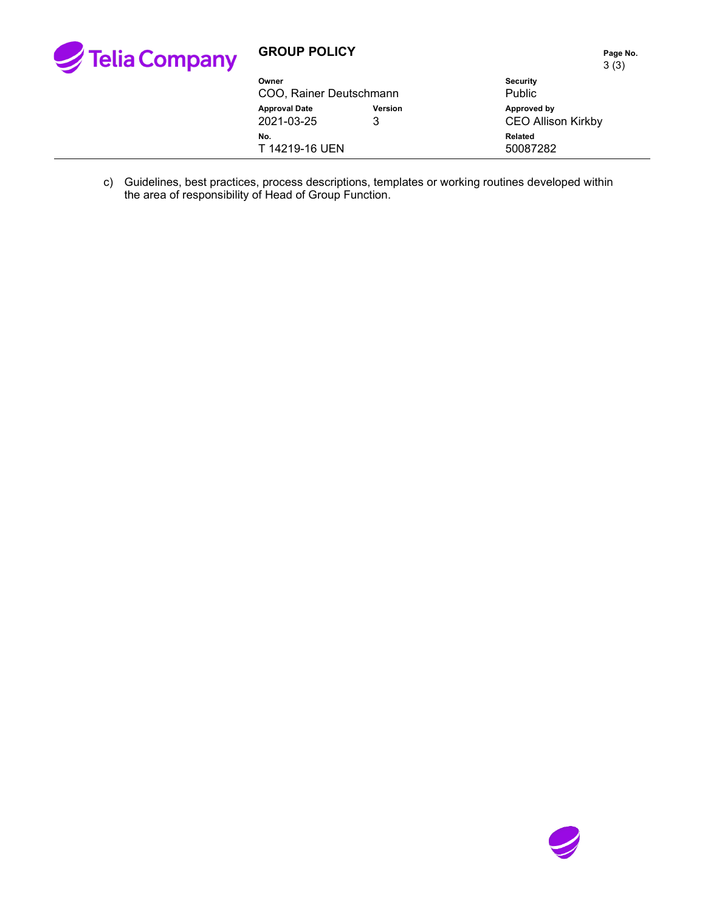c) Guidelines, best practices, process descriptions, templates or working routines developed within the area of responsibility of Head of Group Function.